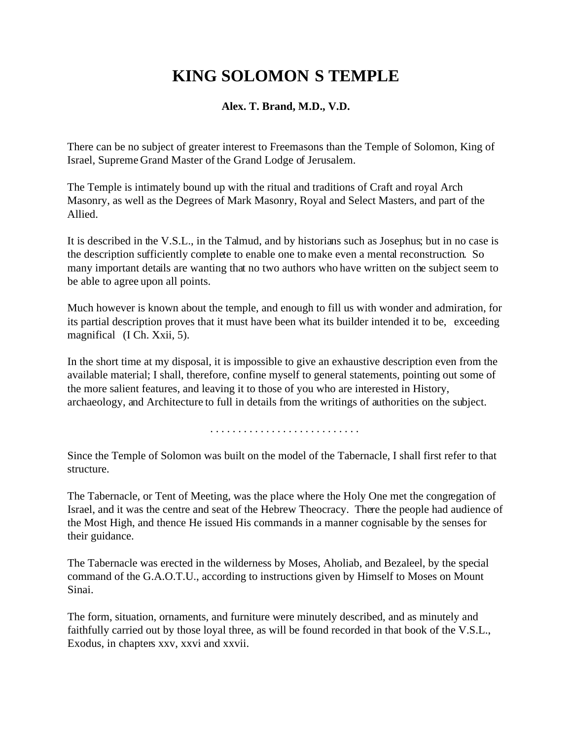# KING SOLOMON S TEMPLE

**Alex. T. Brand, M.D., V.D.**

There can be no subject of greater interest to Freemasons than the Temple of Solomon, King of Israel, Supreme Grand Master of the Grand Lodge of Jerusalem.

The Temple is intimately bound up with the ritual and traditions of Craft and royal Arch Masonry, as well as the Degrees of Mark Masonry, Royal and Select Masters, and part of the Allied.

It is described in the V.S.L., in the Talmud, and by historians such as Josephus; but in no case is the description sufficiently complete to enable one to make even a mental reconstruction. So many important details are wanting that no two authors who have written on the subject seem to be able to agree upon all points.

Much however is known about the temple, and enough to fill us with wonder and admiration, for its partial description proves that it must have been what its builder intended it to be, exceeding magnifical (I Ch. Xxii, 5).

In the short time at my disposal, it is impossible to give an exhaustive description even from the available material; I shall, therefore, confine myself to general statements, pointing out some of the more salient features, and leaving it to those of you who are interested in History, archaeology, and Architecture to full in details from the writings of authorities on the subject.

. . . . . . . . . . . . . . . . . . . . . . . . . . .

Since the Temple of Solomon was built on the model of the Tabernacle, I shall first refer to that structure.

The Tabernacle, or Tent of Meeting, was the place where the Holy One met the congregation of Israel, and it was the centre and seat of the Hebrew Theocracy. There the people had audience of the Most High, and thence He issued His commands in a manner cognisable by the senses for their guidance.

The Tabernacle was erected in the wilderness by Moses, Aholiab, and Bezaleel, by the special command of the G.A.O.T.U., according to instructions given by Himself to Moses on Mount Sinai.

The form, situation, ornaments, and furniture were minutely described, and as minutely and faithfully carried out by those loyal three, as will be found recorded in that book of the V.S.L., Exodus, in chapters xxv, xxvi and xxvii.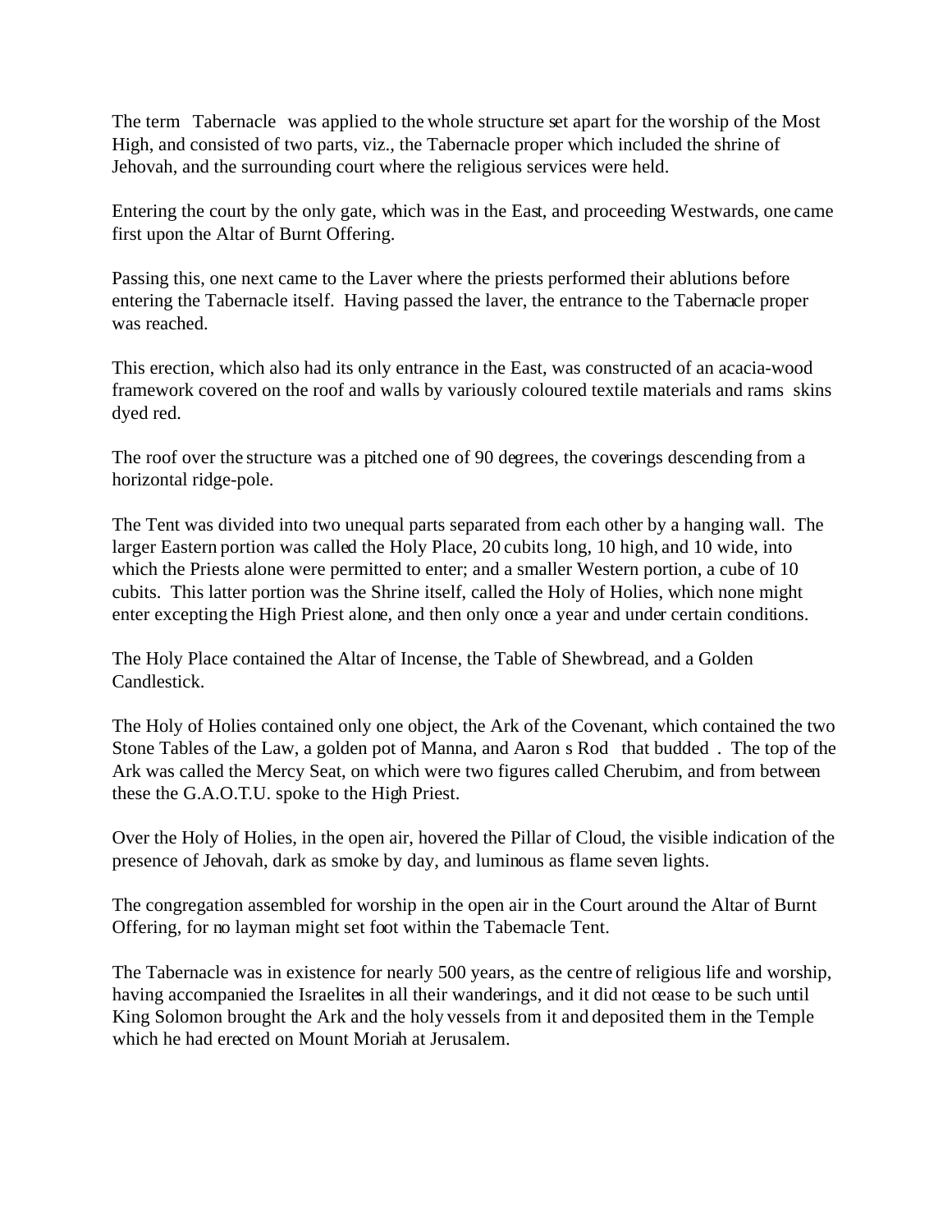The term Tabernacle was applied to the whole structure set apart for the worship of the Most High, and consisted of two parts, viz., the Tabernacle proper which included the shrine of Jehovah, and the surrounding court where the religious services were held.

Entering the court by the only gate, which was in the East, and proceeding Westwards, one came first upon the Altar of Burnt Offering.

Passing this, one next came to the Laver where the priests performed their ablutions before entering the Tabernacle itself. Having passed the laver, the entrance to the Tabernacle proper was reached.

This erection, which also had its only entrance in the East, was constructed of an acacia-wood framework covered on the roof and walls by variously coloured textile materials and rams skins dyed red.

The roof over the structure was a pitched one of 90 degrees, the coverings descending from a horizontal ridge-pole.

The Tent was divided into two unequal parts separated from each other by a hanging wall. The larger Eastern portion was called the Holy Place, 20 cubits long, 10 high, and 10 wide, into which the Priests alone were permitted to enter; and a smaller Western portion, a cube of 10 cubits. This latter portion was the Shrine itself, called the Holy of Holies, which none might enter excepting the High Priest alone, and then only once a year and under certain conditions.

The Holy Place contained the Altar of Incense, the Table of Shewbread, and a Golden Candlestick.

The Holy of Holies contained only one object, the Ark of the Covenant, which contained the two Stone Tables of the Law, a golden pot of Manna, and Aaron s Rod that budded . The top of the Ark was called the Mercy Seat, on which were two figures called Cherubim, and from between these the G.A.O.T.U. spoke to the High Priest.

Over the Holy of Holies, in the open air, hovered the Pillar of Cloud, the visible indication of the presence of Jehovah, dark as smoke by day, and luminous as flame seven lights.

The congregation assembled for worship in the open air in the Court around the Altar of Burnt Offering, for no layman might set foot within the Tabernacle Tent.

The Tabernacle was in existence for nearly 500 years, as the centre of religious life and worship, having accompanied the Israelites in all their wanderings, and it did not cease to be such until King Solomon brought the Ark and the holy vessels from it and deposited them in the Temple which he had erected on Mount Moriah at Jerusalem.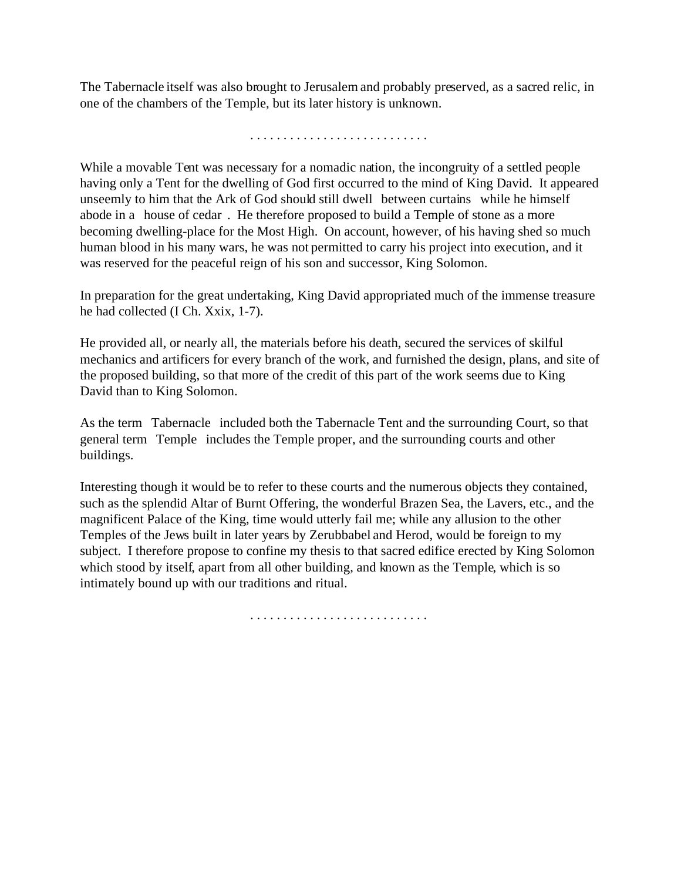The Tabernacle itself was also brought to Jerusalem and probably preserved, as a sacred relic, in one of the chambers of the Temple, but its later history is unknown.

. . . . . . . . . . . . . . . . . . . . . . . . . . .

While a movable Tent was necessary for a nomadic nation, the incongruity of a settled people having only a Tent for the dwelling of God first occurred to the mind of King David. It appeared unseemly to him that the Ark of God should still dwell between curtains while he himself abode in a house of cedar . He therefore proposed to build a Temple of stone as a more becoming dwelling-place for the Most High. On account, however, of his having shed so much human blood in his many wars, he was not permitted to carry his project into execution, and it was reserved for the peaceful reign of his son and successor, King Solomon.

In preparation for the great undertaking, King David appropriated much of the immense treasure he had collected (I Ch. Xxix, 1-7).

He provided all, or nearly all, the materials before his death, secured the services of skilful mechanics and artificers for every branch of the work, and furnished the design, plans, and site of the proposed building, so that more of the credit of this part of the work seems due to King David than to King Solomon.

As the term Tabernacle included both the Tabernacle Tent and the surrounding Court, so that general term Temple includes the Temple proper, and the surrounding courts and other buildings.

Interesting though it would be to refer to these courts and the numerous objects they contained, such as the splendid Altar of Burnt Offering, the wonderful Brazen Sea, the Lavers, etc., and the magnificent Palace of the King, time would utterly fail me; while any allusion to the other Temples of the Jews built in later years by Zerubbabel and Herod, would be foreign to my subject. I therefore propose to confine my thesis to that sacred edifice erected by King Solomon which stood by itself, apart from all other building, and known as the Temple, which is so intimately bound up with our traditions and ritual.

. . . . . . . . . . . . . . . . . . . . . . . . . . .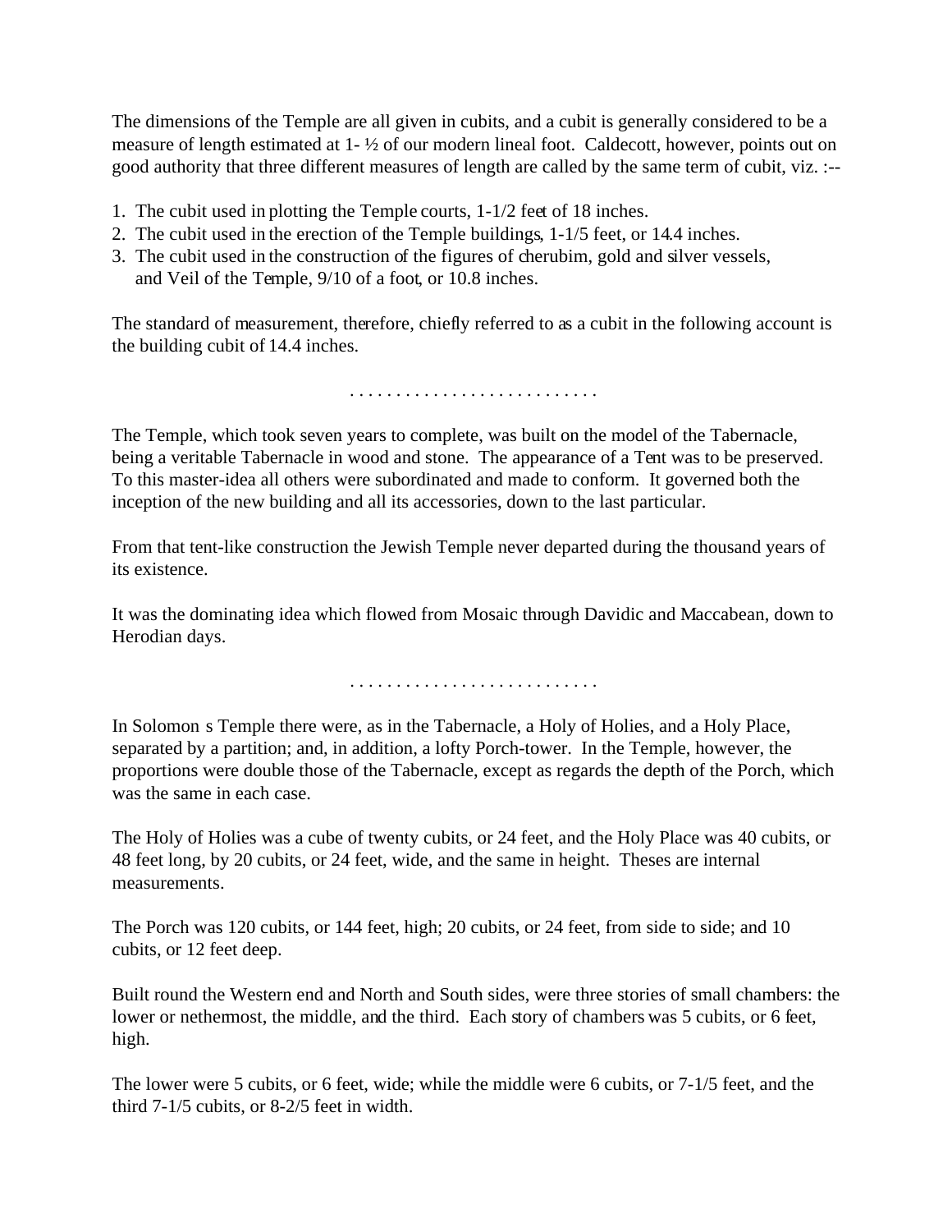The dimensions of the Temple are all given in cubits, and a cubit is generally considered to be a measure of length estimated at 1- ½ of our modern lineal foot. Caldecott, however, points out on good authority that three different measures of length are called by the same term of cubit, viz. :--

1. The cubit used in plotting the Temple courts, 1-1/2 feet of 18 inches.
2. The cubit used in the erection of the Temple buildings, 1-1/5 feet, or 14.4 inches.
3. The cubit used in the construction of the figures of cherubim, gold and silver vessels, and Veil of the Temple, 9/10 of a foot, or 10.8 inches.

The standard of measurement, therefore, chiefly referred to as a cubit in the following account is the building cubit of 14.4 inches.

. . . . . . . . . . . . . . . . . . . . . . . . . .

The Temple, which took seven years to complete, was built on the model of the Tabernacle, being a veritable Tabernacle in wood and stone. The appearance of a Tent was to be preserved. To this master-idea all others were subordinated and made to conform. It governed both the inception of the new building and all its accessories, down to the last particular.

From that tent-like construction the Jewish Temple never departed during the thousand years of its existence.

It was the dominating idea which flowed from Mosaic through Davidic and Maccabean, down to Herodian days.

. . . . . . . . . . . . . . . . . . . . . . . . . .

In Solomon s Temple there were, as in the Tabernacle, a Holy of Holies, and a Holy Place, separated by a partition; and, in addition, a lofty Porch-tower. In the Temple, however, the proportions were double those of the Tabernacle, except as regards the depth of the Porch, which was the same in each case.

The Holy of Holies was a cube of twenty cubits, or 24 feet, and the Holy Place was 40 cubits, or 48 feet long, by 20 cubits, or 24 feet, wide, and the same in height. Theses are internal measurements.

The Porch was 120 cubits, or 144 feet, high; 20 cubits, or 24 feet, from side to side; and 10 cubits, or 12 feet deep.

Built round the Western end and North and South sides, were three stories of small chambers: the lower or nethermost, the middle, and the third. Each story of chambers was 5 cubits, or 6 feet, high.

The lower were 5 cubits, or 6 feet, wide; while the middle were 6 cubits, or 7-1/5 feet, and the third 7-1/5 cubits, or 8-2/5 feet in width.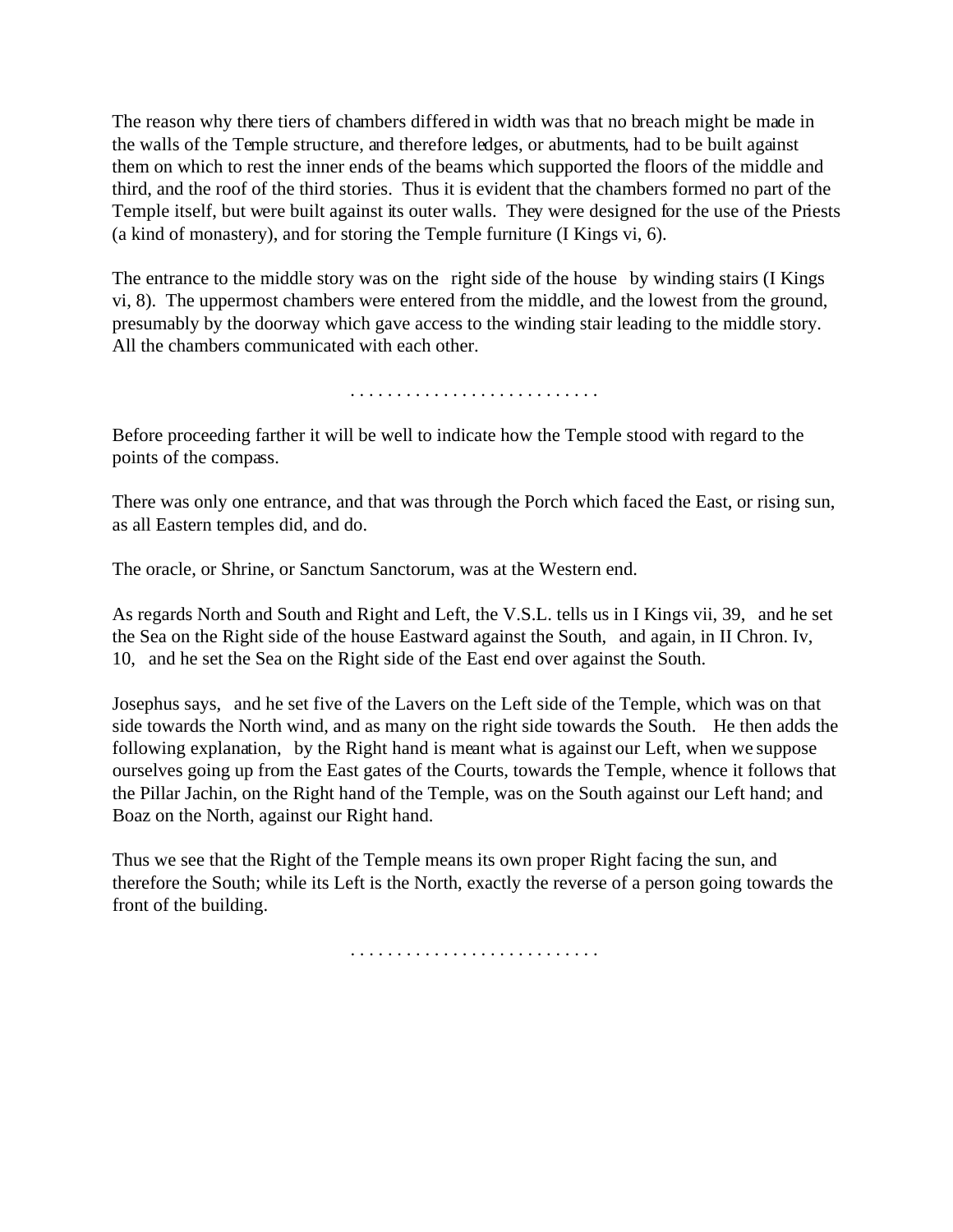The reason why there tiers of chambers differed in width was that no breach might be made in the walls of the Temple structure, and therefore ledges, or abutments, had to be built against them on which to rest the inner ends of the beams which supported the floors of the middle and third, and the roof of the third stories. Thus it is evident that the chambers formed no part of the Temple itself, but were built against its outer walls. They were designed for the use of the Priests (a kind of monastery), and for storing the Temple furniture (I Kings vi, 6).

The entrance to the middle story was on the right side of the house by winding stairs (I Kings vi, 8). The uppermost chambers were entered from the middle, and the lowest from the ground, presumably by the doorway which gave access to the winding stair leading to the middle story. All the chambers communicated with each other.

. . . . . . . . . . . . . . . . . . . . . . . . . . .

Before proceeding farther it will be well to indicate how the Temple stood with regard to the points of the compass.

There was only one entrance, and that was through the Porch which faced the East, or rising sun, as all Eastern temples did, and do.

The oracle, or Shrine, or Sanctum Sanctorum, was at the Western end.

As regards North and South and Right and Left, the V.S.L. tells us in I Kings vii, 39, and he set the Sea on the Right side of the house Eastward against the South, and again, in II Chron. Iv, 10, and he set the Sea on the Right side of the East end over against the South.

Josephus says, and he set five of the Lavers on the Left side of the Temple, which was on that side towards the North wind, and as many on the right side towards the South. He then adds the following explanation, by the Right hand is meant what is against our Left, when we suppose ourselves going up from the East gates of the Courts, towards the Temple, whence it follows that the Pillar Jachin, on the Right hand of the Temple, was on the South against our Left hand; and Boaz on the North, against our Right hand.

Thus we see that the Right of the Temple means its own proper Right facing the sun, and therefore the South; while its Left is the North, exactly the reverse of a person going towards the front of the building.

. . . . . . . . . . . . . . . . . . . . . . . . . . .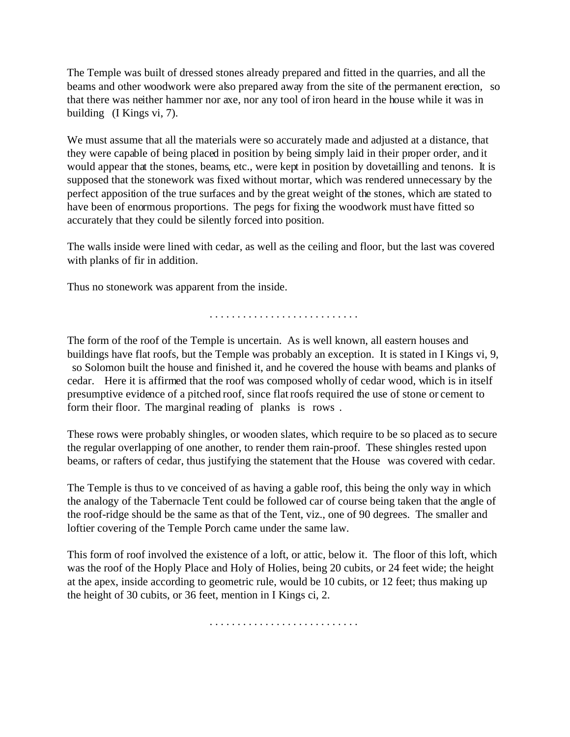The Temple was built of dressed stones already prepared and fitted in the quarries, and all the beams and other woodwork were also prepared away from the site of the permanent erection, so that there was neither hammer nor axe, nor any tool of iron heard in the house while it was in building (I Kings vi, 7).

We must assume that all the materials were so accurately made and adjusted at a distance, that they were capable of being placed in position by being simply laid in their proper order, and it would appear that the stones, beams, etc., were kept in position by dovetailling and tenons. It is supposed that the stonework was fixed without mortar, which was rendered unnecessary by the perfect apposition of the true surfaces and by the great weight of the stones, which are stated to have been of enormous proportions. The pegs for fixing the woodwork must have fitted so accurately that they could be silently forced into position.

The walls inside were lined with cedar, as well as the ceiling and floor, but the last was covered with planks of fir in addition.

Thus no stonework was apparent from the inside.

. . . . . . . . . . . . . . . . . . . . . . . . . . .

The form of the roof of the Temple is uncertain. As is well known, all eastern houses and buildings have flat roofs, but the Temple was probably an exception. It is stated in I Kings vi, 9, so Solomon built the house and finished it, and he covered the house with beams and planks of cedar. Here it is affirmed that the roof was composed wholly of cedar wood, which is in itself presumptive evidence of a pitched roof, since flat roofs required the use of stone or cement to form their floor. The marginal reading of planks is rows .

These rows were probably shingles, or wooden slates, which require to be so placed as to secure the regular overlapping of one another, to render them rain-proof. These shingles rested upon beams, or rafters of cedar, thus justifying the statement that the House was covered with cedar.

The Temple is thus to ve conceived of as having a gable roof, this being the only way in which the analogy of the Tabernacle Tent could be followed car of course being taken that the angle of the roof-ridge should be the same as that of the Tent, viz., one of 90 degrees. The smaller and loftier covering of the Temple Porch came under the same law.

This form of roof involved the existence of a loft, or attic, below it. The floor of this loft, which was the roof of the Hoply Place and Holy of Holies, being 20 cubits, or 24 feet wide; the height at the apex, inside according to geometric rule, would be 10 cubits, or 12 feet; thus making up the height of 30 cubits, or 36 feet, mention in I Kings ci, 2.

. . . . . . . . . . . . . . . . . . . . . . . . . . .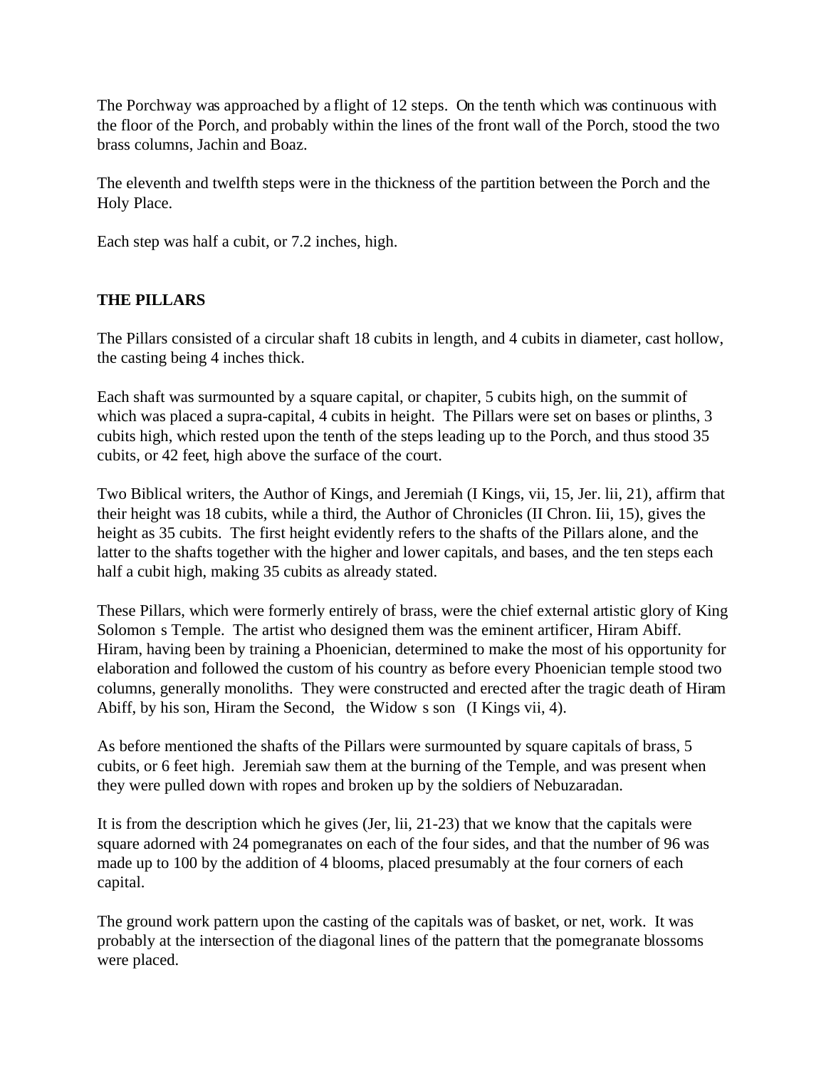The Porchway was approached by a flight of 12 steps. On the tenth which was continuous with the floor of the Porch, and probably within the lines of the front wall of the Porch, stood the two brass columns, Jachin and Boaz.

The eleventh and twelfth steps were in the thickness of the partition between the Porch and the Holy Place.

Each step was half a cubit, or 7.2 inches, high.

## THE PILLARS

The Pillars consisted of a circular shaft 18 cubits in length, and 4 cubits in diameter, cast hollow, the casting being 4 inches thick.

Each shaft was surmounted by a square capital, or chapiter, 5 cubits high, on the summit of which was placed a supra-capital, 4 cubits in height. The Pillars were set on bases or plinths, 3 cubits high, which rested upon the tenth of the steps leading up to the Porch, and thus stood 35 cubits, or 42 feet, high above the surface of the court.

Two Biblical writers, the Author of Kings, and Jeremiah (I Kings, vii, 15, Jer. lii, 21), affirm that their height was 18 cubits, while a third, the Author of Chronicles (II Chron. Iii, 15), gives the height as 35 cubits. The first height evidently refers to the shafts of the Pillars alone, and the latter to the shafts together with the higher and lower capitals, and bases, and the ten steps each half a cubit high, making 35 cubits as already stated.

These Pillars, which were formerly entirely of brass, were the chief external artistic glory of King Solomon s Temple. The artist who designed them was the eminent artificer, Hiram Abiff. Hiram, having been by training a Phoenician, determined to make the most of his opportunity for elaboration and followed the custom of his country as before every Phoenician temple stood two columns, generally monoliths. They were constructed and erected after the tragic death of Hiram Abiff, by his son, Hiram the Second, the Widow s son (I Kings vii, 4).

As before mentioned the shafts of the Pillars were surmounted by square capitals of brass, 5 cubits, or 6 feet high. Jeremiah saw them at the burning of the Temple, and was present when they were pulled down with ropes and broken up by the soldiers of Nebuzaradan.

It is from the description which he gives (Jer, lii, 21-23) that we know that the capitals were square adorned with 24 pomegranates on each of the four sides, and that the number of 96 was made up to 100 by the addition of 4 blooms, placed presumably at the four corners of each capital.

The ground work pattern upon the casting of the capitals was of basket, or net, work. It was probably at the intersection of the diagonal lines of the pattern that the pomegranate blossoms were placed.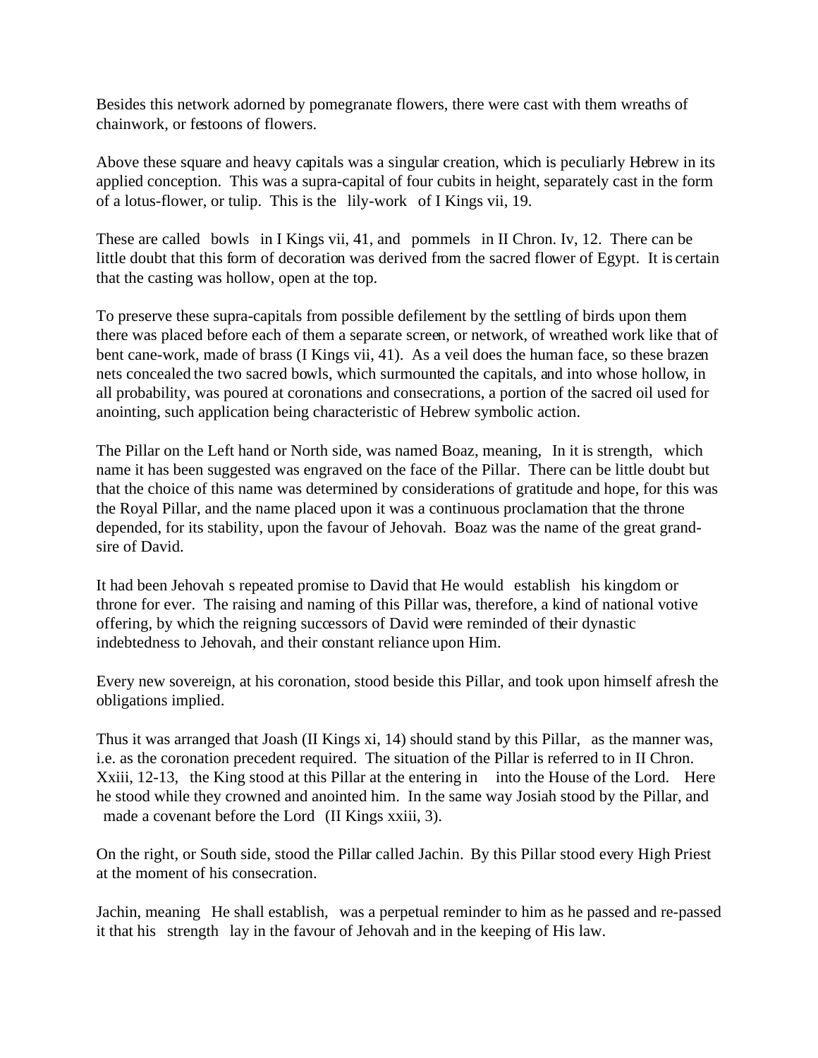Besides this network adorned by pomegranate flowers, there were cast with them wreaths of chainwork, or festoons of flowers.

Above these square and heavy capitals was a singular creation, which is peculiarly Hebrew in its applied conception. This was a supra-capital of four cubits in height, separately cast in the form of a lotus-flower, or tulip. This is the lily-work of I Kings vii, 19.

These are called bowls in I Kings vii, 41, and pommels in II Chron. Iv, 12. There can be little doubt that this form of decoration was derived from the sacred flower of Egypt. It is certain that the casting was hollow, open at the top.

To preserve these supra-capitals from possible defilement by the settling of birds upon them there was placed before each of them a separate screen, or network, of wreathed work like that of bent cane-work, made of brass (I Kings vii, 41). As a veil does the human face, so these brazen nets concealed the two sacred bowls, which surmounted the capitals, and into whose hollow, in all probability, was poured at coronations and consecrations, a portion of the sacred oil used for anointing, such application being characteristic of Hebrew symbolic action.

The Pillar on the Left hand or North side, was named Boaz, meaning, In it is strength, which name it has been suggested was engraved on the face of the Pillar. There can be little doubt but that the choice of this name was determined by considerations of gratitude and hope, for this was the Royal Pillar, and the name placed upon it was a continuous proclamation that the throne depended, for its stability, upon the favour of Jehovah. Boaz was the name of the great grand-sire of David.

It had been Jehovah s repeated promise to David that He would establish his kingdom or throne for ever. The raising and naming of this Pillar was, therefore, a kind of national votive offering, by which the reigning successors of David were reminded of their dynastic indebtedness to Jehovah, and their constant reliance upon Him.

Every new sovereign, at his coronation, stood beside this Pillar, and took upon himself afresh the obligations implied.

Thus it was arranged that Joash (II Kings xi, 14) should stand by this Pillar, as the manner was, i.e. as the coronation precedent required. The situation of the Pillar is referred to in II Chron. Xxiii, 12-13, the King stood at this Pillar at the entering in into the House of the Lord. Here he stood while they crowned and anointed him. In the same way Josiah stood by the Pillar, and made a covenant before the Lord (II Kings xxiii, 3).

On the right, or South side, stood the Pillar called Jachin. By this Pillar stood every High Priest at the moment of his consecration.

Jachin, meaning He shall establish, was a perpetual reminder to him as he passed and re-passed it that his strength lay in the favour of Jehovah and in the keeping of His law.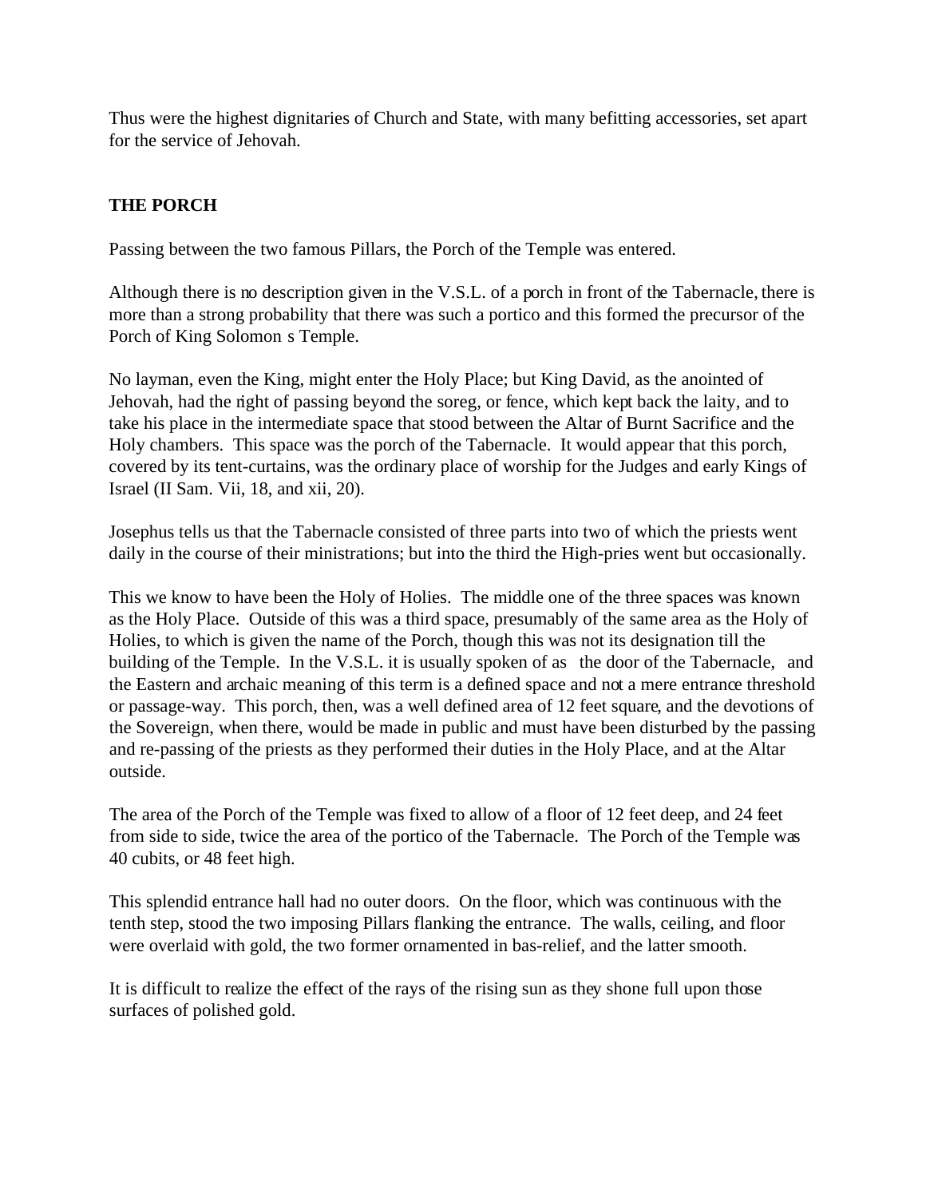Thus were the highest dignitaries of Church and State, with many befitting accessories, set apart for the service of Jehovah.

## THE PORCH

Passing between the two famous Pillars, the Porch of the Temple was entered.

Although there is no description given in the V.S.L. of a porch in front of the Tabernacle, there is more than a strong probability that there was such a portico and this formed the precursor of the Porch of King Solomon s Temple.

No layman, even the King, might enter the Holy Place; but King David, as the anointed of Jehovah, had the right of passing beyond the soreg, or fence, which kept back the laity, and to take his place in the intermediate space that stood between the Altar of Burnt Sacrifice and the Holy chambers. This space was the porch of the Tabernacle. It would appear that this porch, covered by its tent-curtains, was the ordinary place of worship for the Judges and early Kings of Israel (II Sam. Vii, 18, and xii, 20).

Josephus tells us that the Tabernacle consisted of three parts into two of which the priests went daily in the course of their ministrations; but into the third the High-pries went but occasionally.

This we know to have been the Holy of Holies. The middle one of the three spaces was known as the Holy Place. Outside of this was a third space, presumably of the same area as the Holy of Holies, to which is given the name of the Porch, though this was not its designation till the building of the Temple. In the V.S.L. it is usually spoken of as the door of the Tabernacle, and the Eastern and archaic meaning of this term is a defined space and not a mere entrance threshold or passage-way. This porch, then, was a well defined area of 12 feet square, and the devotions of the Sovereign, when there, would be made in public and must have been disturbed by the passing and re-passing of the priests as they performed their duties in the Holy Place, and at the Altar outside.

The area of the Porch of the Temple was fixed to allow of a floor of 12 feet deep, and 24 feet from side to side, twice the area of the portico of the Tabernacle. The Porch of the Temple was 40 cubits, or 48 feet high.

This splendid entrance hall had no outer doors. On the floor, which was continuous with the tenth step, stood the two imposing Pillars flanking the entrance. The walls, ceiling, and floor were overlaid with gold, the two former ornamented in bas-relief, and the latter smooth.

It is difficult to realize the effect of the rays of the rising sun as they shone full upon those surfaces of polished gold.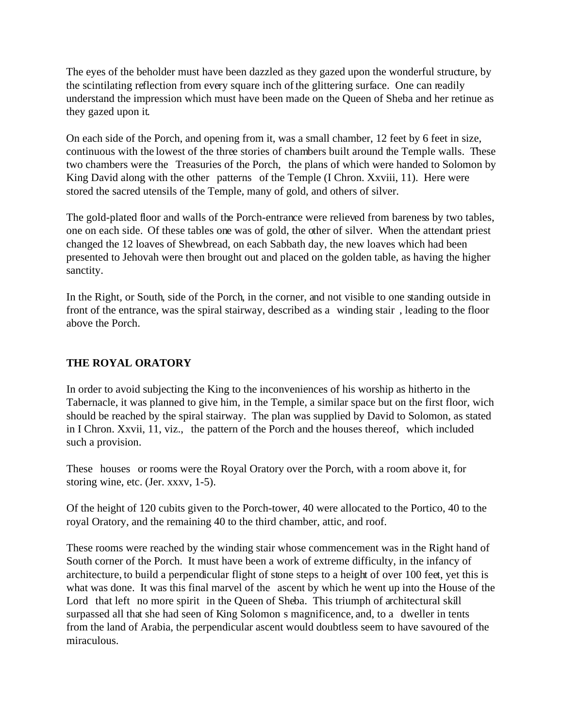The eyes of the beholder must have been dazzled as they gazed upon the wonderful structure, by the scintilating reflection from every square inch of the glittering surface. One can readily understand the impression which must have been made on the Queen of Sheba and her retinue as they gazed upon it.

On each side of the Porch, and opening from it, was a small chamber, 12 feet by 6 feet in size, continuous with the lowest of the three stories of chambers built around the Temple walls. These two chambers were the Treasuries of the Porch, the plans of which were handed to Solomon by King David along with the other patterns of the Temple (I Chron. Xxviii, 11). Here were stored the sacred utensils of the Temple, many of gold, and others of silver.

The gold-plated floor and walls of the Porch-entrance were relieved from bareness by two tables, one on each side. Of these tables one was of gold, the other of silver. When the attendant priest changed the 12 loaves of Shewbread, on each Sabbath day, the new loaves which had been presented to Jehovah were then brought out and placed on the golden table, as having the higher sanctity.

In the Right, or South, side of the Porch, in the corner, and not visible to one standing outside in front of the entrance, was the spiral stairway, described as a winding stair , leading to the floor above the Porch.

## THE ROYAL ORATORY

In order to avoid subjecting the King to the inconveniences of his worship as hitherto in the Tabernacle, it was planned to give him, in the Temple, a similar space but on the first floor, wich should be reached by the spiral stairway. The plan was supplied by David to Solomon, as stated in I Chron. Xxvii, 11, viz., the pattern of the Porch and the houses thereof, which included such a provision.

These houses or rooms were the Royal Oratory over the Porch, with a room above it, for storing wine, etc. (Jer. xxxv, 1-5).

Of the height of 120 cubits given to the Porch-tower, 40 were allocated to the Portico, 40 to the royal Oratory, and the remaining 40 to the third chamber, attic, and roof.

These rooms were reached by the winding stair whose commencement was in the Right hand of South corner of the Porch. It must have been a work of extreme difficulty, in the infancy of architecture, to build a perpendicular flight of stone steps to a height of over 100 feet, yet this is what was done. It was this final marvel of the ascent by which he went up into the House of the Lord that left no more spirit in the Queen of Sheba. This triumph of architectural skill surpassed all that she had seen of King Solomon s magnificence, and, to a dweller in tents from the land of Arabia, the perpendicular ascent would doubtless seem to have savoured of the miraculous.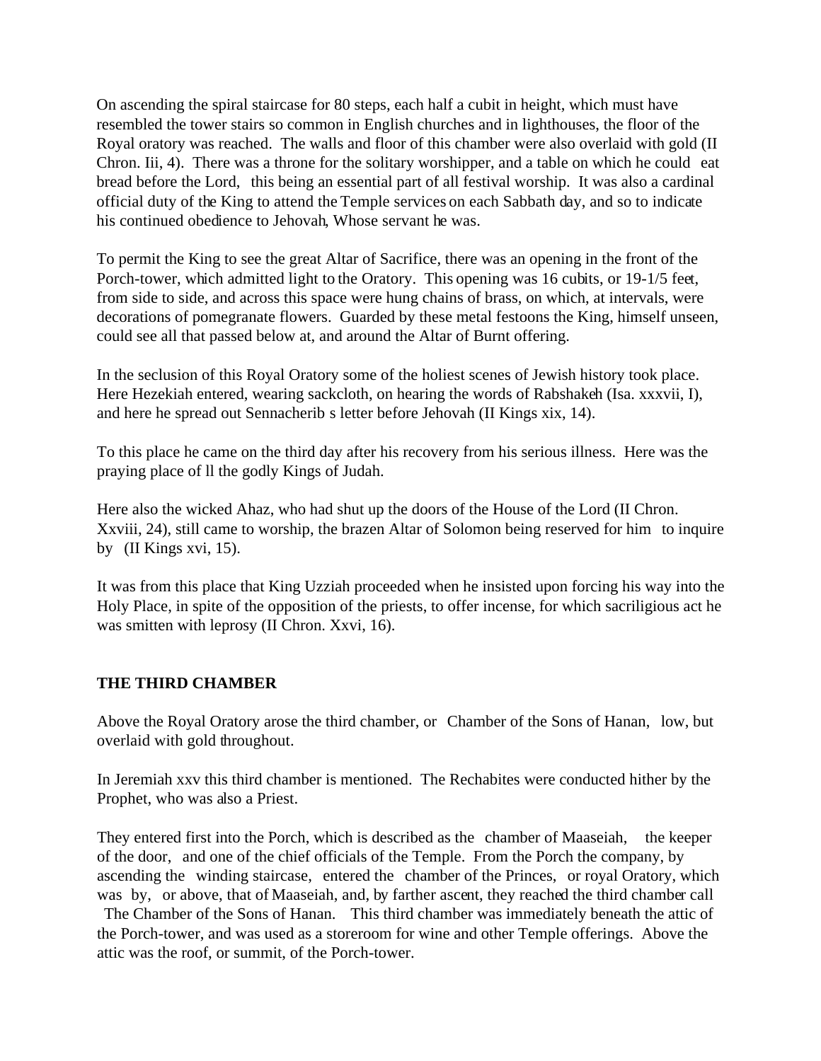On ascending the spiral staircase for 80 steps, each half a cubit in height, which must have resembled the tower stairs so common in English churches and in lighthouses, the floor of the Royal oratory was reached. The walls and floor of this chamber were also overlaid with gold (II Chron. Iii, 4). There was a throne for the solitary worshipper, and a table on which he could eat bread before the Lord, this being an essential part of all festival worship. It was also a cardinal official duty of the King to attend the Temple services on each Sabbath day, and so to indicate his continued obedience to Jehovah, Whose servant he was.

To permit the King to see the great Altar of Sacrifice, there was an opening in the front of the Porch-tower, which admitted light to the Oratory. This opening was 16 cubits, or 19-1/5 feet, from side to side, and across this space were hung chains of brass, on which, at intervals, were decorations of pomegranate flowers. Guarded by these metal festoons the King, himself unseen, could see all that passed below at, and around the Altar of Burnt offering.

In the seclusion of this Royal Oratory some of the holiest scenes of Jewish history took place. Here Hezekiah entered, wearing sackcloth, on hearing the words of Rabshakeh (Isa. xxxvii, I), and here he spread out Sennacherib s letter before Jehovah (II Kings xix, 14).

To this place he came on the third day after his recovery from his serious illness. Here was the praying place of ll the godly Kings of Judah.

Here also the wicked Ahaz, who had shut up the doors of the House of the Lord (II Chron. Xxviii, 24), still came to worship, the brazen Altar of Solomon being reserved for him to inquire by (II Kings xvi, 15).

It was from this place that King Uzziah proceeded when he insisted upon forcing his way into the Holy Place, in spite of the opposition of the priests, to offer incense, for which sacriligious act he was smitten with leprosy (II Chron. Xxvi, 16).

## THE THIRD CHAMBER

Above the Royal Oratory arose the third chamber, or Chamber of the Sons of Hanan, low, but overlaid with gold throughout.

In Jeremiah xxv this third chamber is mentioned. The Rechabites were conducted hither by the Prophet, who was also a Priest.

They entered first into the Porch, which is described as the chamber of Maaseiah, the keeper of the door, and one of the chief officials of the Temple. From the Porch the company, by ascending the winding staircase, entered the chamber of the Princes, or royal Oratory, which was by, or above, that of Maaseiah, and, by farther ascent, they reached the third chamber call The Chamber of the Sons of Hanan. This third chamber was immediately beneath the attic of the Porch-tower, and was used as a storeroom for wine and other Temple offerings. Above the attic was the roof, or summit, of the Porch-tower.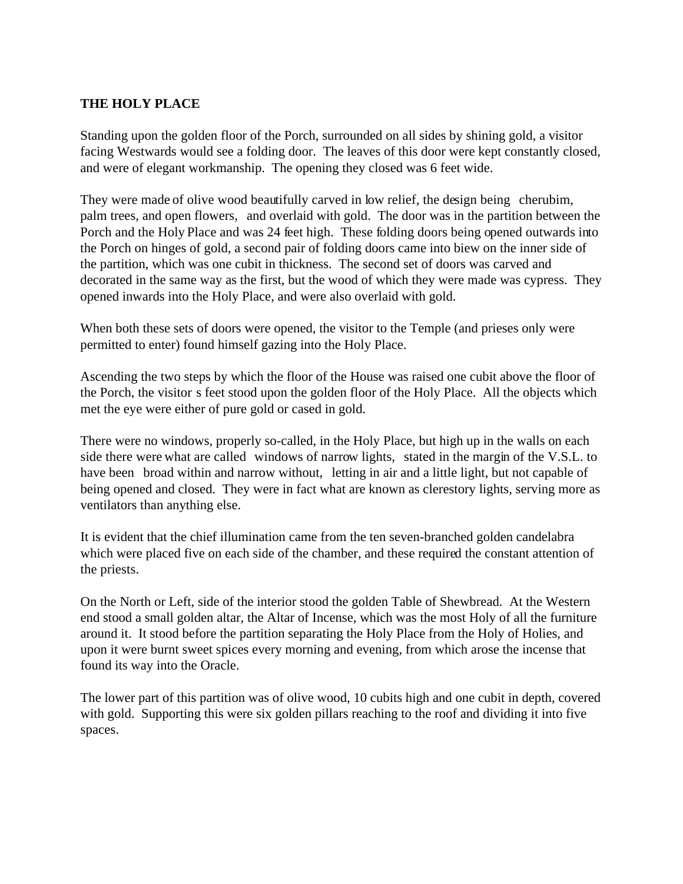**THE HOLY PLACE**

Standing upon the golden floor of the Porch, surrounded on all sides by shining gold, a visitor facing Westwards would see a folding door. The leaves of this door were kept constantly closed, and were of elegant workmanship. The opening they closed was 6 feet wide.

They were made of olive wood beautifully carved in low relief, the design being cherubim, palm trees, and open flowers, and overlaid with gold. The door was in the partition between the Porch and the Holy Place and was 24 feet high. These folding doors being opened outwards into the Porch on hinges of gold, a second pair of folding doors came into biew on the inner side of the partition, which was one cubit in thickness. The second set of doors was carved and decorated in the same way as the first, but the wood of which they were made was cypress. They opened inwards into the Holy Place, and were also overlaid with gold.

When both these sets of doors were opened, the visitor to the Temple (and prieses only were permitted to enter) found himself gazing into the Holy Place.

Ascending the two steps by which the floor of the House was raised one cubit above the floor of the Porch, the visitor s feet stood upon the golden floor of the Holy Place. All the objects which met the eye were either of pure gold or cased in gold.

There were no windows, properly so-called, in the Holy Place, but high up in the walls on each side there were what are called windows of narrow lights, stated in the margin of the V.S.L. to have been broad within and narrow without, letting in air and a little light, but not capable of being opened and closed. They were in fact what are known as clerestory lights, serving more as ventilators than anything else.

It is evident that the chief illumination came from the ten seven-branched golden candelabra which were placed five on each side of the chamber, and these required the constant attention of the priests.

On the North or Left, side of the interior stood the golden Table of Shewbread. At the Western end stood a small golden altar, the Altar of Incense, which was the most Holy of all the furniture around it. It stood before the partition separating the Holy Place from the Holy of Holies, and upon it were burnt sweet spices every morning and evening, from which arose the incense that found its way into the Oracle.

The lower part of this partition was of olive wood, 10 cubits high and one cubit in depth, covered with gold. Supporting this were six golden pillars reaching to the roof and dividing it into five spaces.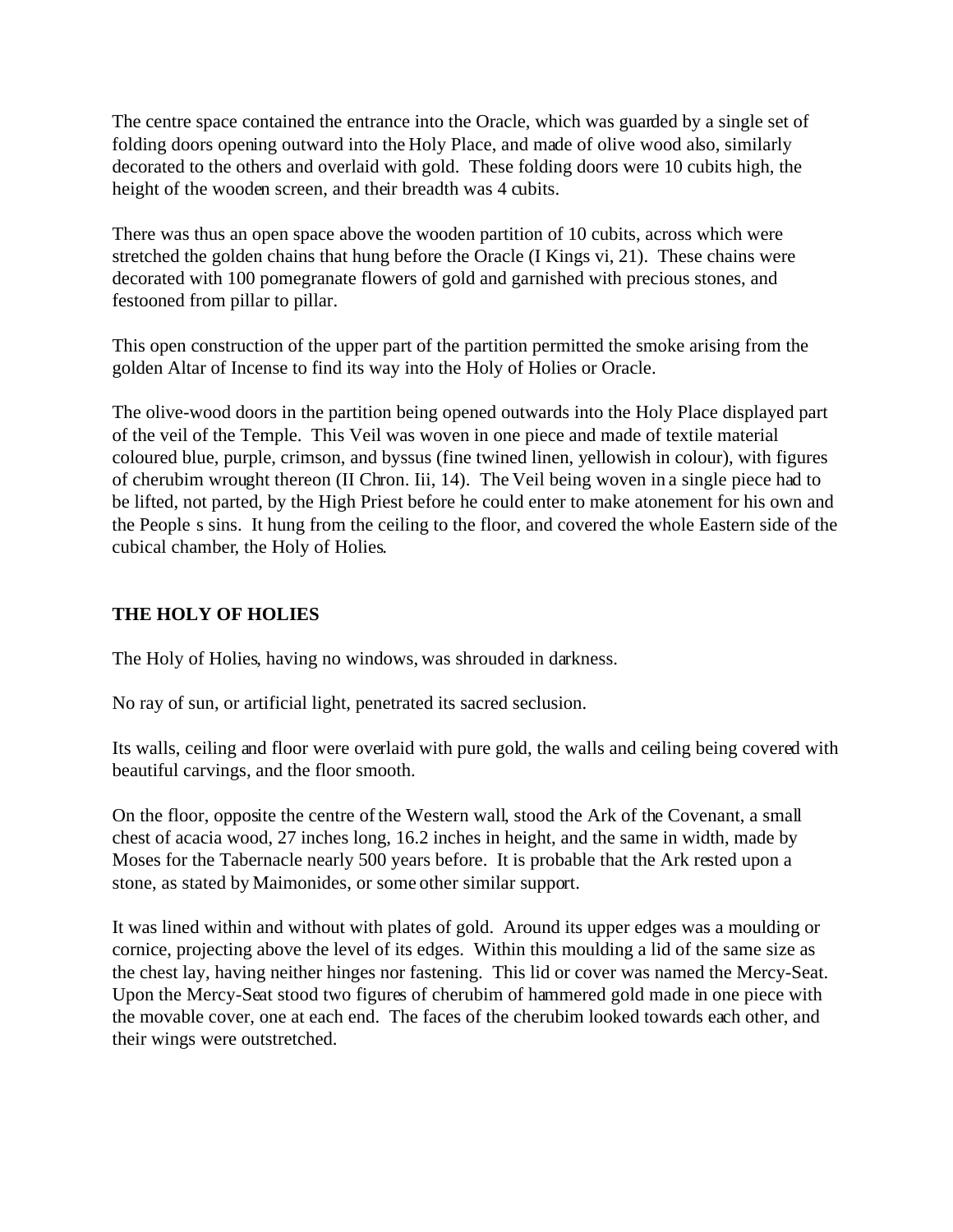The centre space contained the entrance into the Oracle, which was guarded by a single set of folding doors opening outward into the Holy Place, and made of olive wood also, similarly decorated to the others and overlaid with gold. These folding doors were 10 cubits high, the height of the wooden screen, and their breadth was 4 cubits.

There was thus an open space above the wooden partition of 10 cubits, across which were stretched the golden chains that hung before the Oracle (I Kings vi, 21). These chains were decorated with 100 pomegranate flowers of gold and garnished with precious stones, and festooned from pillar to pillar.

This open construction of the upper part of the partition permitted the smoke arising from the golden Altar of Incense to find its way into the Holy of Holies or Oracle.

The olive-wood doors in the partition being opened outwards into the Holy Place displayed part of the veil of the Temple. This Veil was woven in one piece and made of textile material coloured blue, purple, crimson, and byssus (fine twined linen, yellowish in colour), with figures of cherubim wrought thereon (II Chron. Iii, 14). The Veil being woven in a single piece had to be lifted, not parted, by the High Priest before he could enter to make atonement for his own and the People s sins. It hung from the ceiling to the floor, and covered the whole Eastern side of the cubical chamber, the Holy of Holies.

## THE HOLY OF HOLIES

The Holy of Holies, having no windows, was shrouded in darkness.

No ray of sun, or artificial light, penetrated its sacred seclusion.

Its walls, ceiling and floor were overlaid with pure gold, the walls and ceiling being covered with beautiful carvings, and the floor smooth.

On the floor, opposite the centre of the Western wall, stood the Ark of the Covenant, a small chest of acacia wood, 27 inches long, 16.2 inches in height, and the same in width, made by Moses for the Tabernacle nearly 500 years before. It is probable that the Ark rested upon a stone, as stated by Maimonides, or some other similar support.

It was lined within and without with plates of gold. Around its upper edges was a moulding or cornice, projecting above the level of its edges. Within this moulding a lid of the same size as the chest lay, having neither hinges nor fastening. This lid or cover was named the Mercy-Seat. Upon the Mercy-Seat stood two figures of cherubim of hammered gold made in one piece with the movable cover, one at each end. The faces of the cherubim looked towards each other, and their wings were outstretched.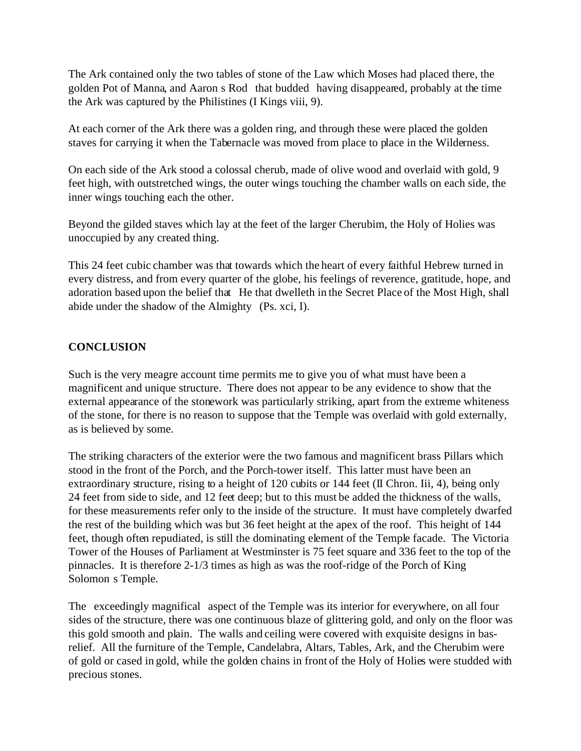The Ark contained only the two tables of stone of the Law which Moses had placed there, the golden Pot of Manna, and Aaron s Rod  that budded  having disappeared, probably at the time the Ark was captured by the Philistines (I Kings viii, 9).

At each corner of the Ark there was a golden ring, and through these were placed the golden staves for carrying it when the Tabernacle was moved from place to place in the Wilderness.

On each side of the Ark stood a colossal cherub, made of olive wood and overlaid with gold, 9 feet high, with outstretched wings, the outer wings touching the chamber walls on each side, the inner wings touching each the other.

Beyond the gilded staves which lay at the feet of the larger Cherubim, the Holy of Holies was unoccupied by any created thing.

This 24 feet cubic chamber was that towards which the heart of every faithful Hebrew turned in every distress, and from every quarter of the globe, his feelings of reverence, gratitude, hope, and adoration based upon the belief that  He that dwelleth in the Secret Place of the Most High, shall abide under the shadow of the Almighty  (Ps. xci, I).

**CONCLUSION**

Such is the very meagre account time permits me to give you of what must have been a magnificent and unique structure. There does not appear to be any evidence to show that the external appearance of the stonework was particularly striking, apart from the extreme whiteness of the stone, for there is no reason to suppose that the Temple was overlaid with gold externally, as is believed by some.

The striking characters of the exterior were the two famous and magnificent brass Pillars which stood in the front of the Porch, and the Porch-tower itself. This latter must have been an extraordinary structure, rising to a height of 120 cubits or 144 feet (II Chron. Iii, 4), being only 24 feet from side to side, and 12 feet deep; but to this must be added the thickness of the walls, for these measurements refer only to the inside of the structure. It must have completely dwarfed the rest of the building which was but 36 feet height at the apex of the roof. This height of 144 feet, though often repudiated, is still the dominating element of the Temple facade. The Victoria Tower of the Houses of Parliament at Westminster is 75 feet square and 336 feet to the top of the pinnacles. It is therefore 2-1/3 times as high as was the roof-ridge of the Porch of King Solomon s Temple.

The  exceedingly magnifical  aspect of the Temple was its interior for everywhere, on all four sides of the structure, there was one continuous blaze of glittering gold, and only on the floor was this gold smooth and plain. The walls and ceiling were covered with exquisite designs in bas-relief. All the furniture of the Temple, Candelabra, Altars, Tables, Ark, and the Cherubim were of gold or cased in gold, while the golden chains in front of the Holy of Holies were studded with precious stones.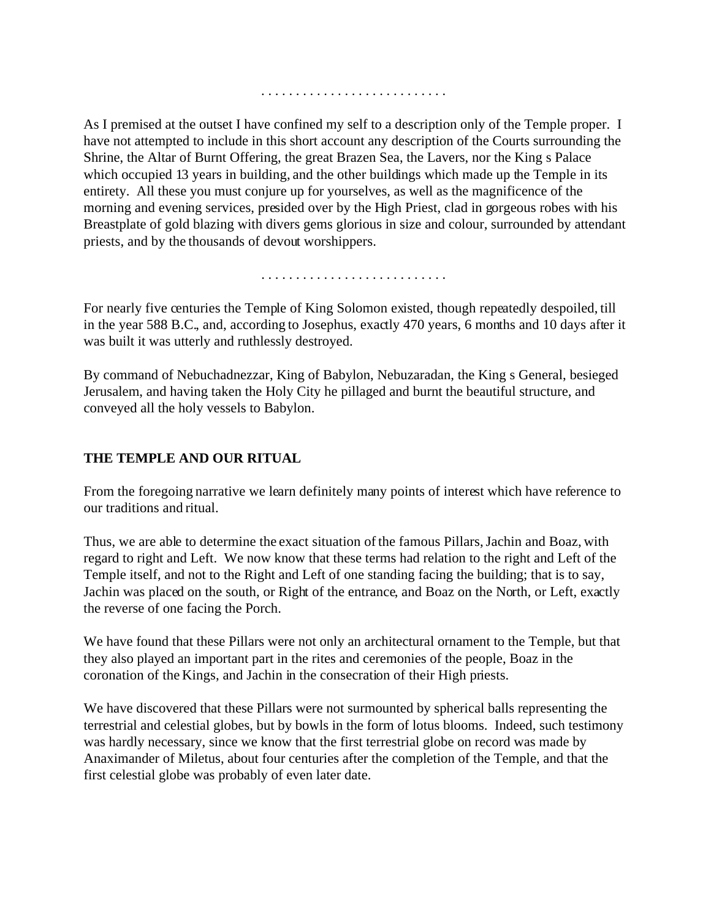. . . . . . . . . . . . . . . . . . . . . . . . . . .

As I premised at the outset I have confined my self to a description only of the Temple proper. I have not attempted to include in this short account any description of the Courts surrounding the Shrine, the Altar of Burnt Offering, the great Brazen Sea, the Lavers, nor the King s Palace which occupied 13 years in building, and the other buildings which made up the Temple in its entirety. All these you must conjure up for yourselves, as well as the magnificence of the morning and evening services, presided over by the High Priest, clad in gorgeous robes with his Breastplate of gold blazing with divers gems glorious in size and colour, surrounded by attendant priests, and by the thousands of devout worshippers.

. . . . . . . . . . . . . . . . . . . . . . . . . . .

For nearly five centuries the Temple of King Solomon existed, though repeatedly despoiled, till in the year 588 B.C., and, according to Josephus, exactly 470 years, 6 months and 10 days after it was built it was utterly and ruthlessly destroyed.

By command of Nebuchadnezzar, King of Babylon, Nebuzaradan, the King s General, besieged Jerusalem, and having taken the Holy City he pillaged and burnt the beautiful structure, and conveyed all the holy vessels to Babylon.

**THE TEMPLE AND OUR RITUAL**

From the foregoing narrative we learn definitely many points of interest which have reference to our traditions and ritual.

Thus, we are able to determine the exact situation of the famous Pillars, Jachin and Boaz, with regard to right and Left. We now know that these terms had relation to the right and Left of the Temple itself, and not to the Right and Left of one standing facing the building; that is to say, Jachin was placed on the south, or Right of the entrance, and Boaz on the North, or Left, exactly the reverse of one facing the Porch.

We have found that these Pillars were not only an architectural ornament to the Temple, but that they also played an important part in the rites and ceremonies of the people, Boaz in the coronation of the Kings, and Jachin in the consecration of their High priests.

We have discovered that these Pillars were not surmounted by spherical balls representing the terrestrial and celestial globes, but by bowls in the form of lotus blooms. Indeed, such testimony was hardly necessary, since we know that the first terrestrial globe on record was made by Anaximander of Miletus, about four centuries after the completion of the Temple, and that the first celestial globe was probably of even later date.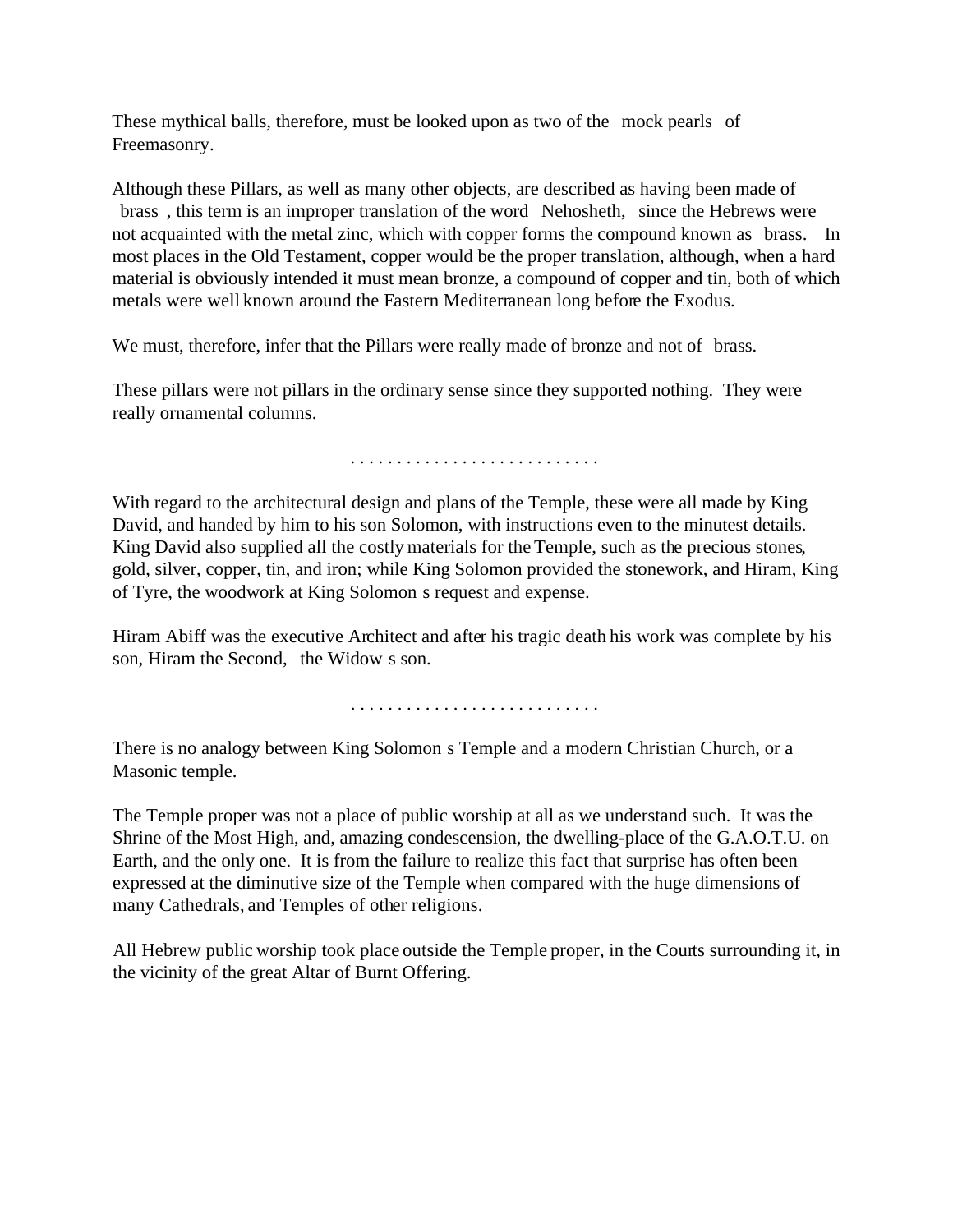These mythical balls, therefore, must be looked upon as two of the mock pearls of Freemasonry.

Although these Pillars, as well as many other objects, are described as having been made of brass, this term is an improper translation of the word Nehosheth, since the Hebrews were not acquainted with the metal zinc, which with copper forms the compound known as brass. In most places in the Old Testament, copper would be the proper translation, although, when a hard material is obviously intended it must mean bronze, a compound of copper and tin, both of which metals were well known around the Eastern Mediterranean long before the Exodus.

We must, therefore, infer that the Pillars were really made of bronze and not of brass.

These pillars were not pillars in the ordinary sense since they supported nothing. They were really ornamental columns.

. . . . . . . . . . . . . . . . . . . . . . . . . . .

With regard to the architectural design and plans of the Temple, these were all made by King David, and handed by him to his son Solomon, with instructions even to the minutest details. King David also supplied all the costly materials for the Temple, such as the precious stones, gold, silver, copper, tin, and iron; while King Solomon provided the stonework, and Hiram, King of Tyre, the woodwork at King Solomon s request and expense.

Hiram Abiff was the executive Architect and after his tragic death his work was complete by his son, Hiram the Second, the Widow s son.

. . . . . . . . . . . . . . . . . . . . . . . . . . .

There is no analogy between King Solomon s Temple and a modern Christian Church, or a Masonic temple.

The Temple proper was not a place of public worship at all as we understand such. It was the Shrine of the Most High, and, amazing condescension, the dwelling-place of the G.A.O.T.U. on Earth, and the only one. It is from the failure to realize this fact that surprise has often been expressed at the diminutive size of the Temple when compared with the huge dimensions of many Cathedrals, and Temples of other religions.

All Hebrew public worship took place outside the Temple proper, in the Courts surrounding it, in the vicinity of the great Altar of Burnt Offering.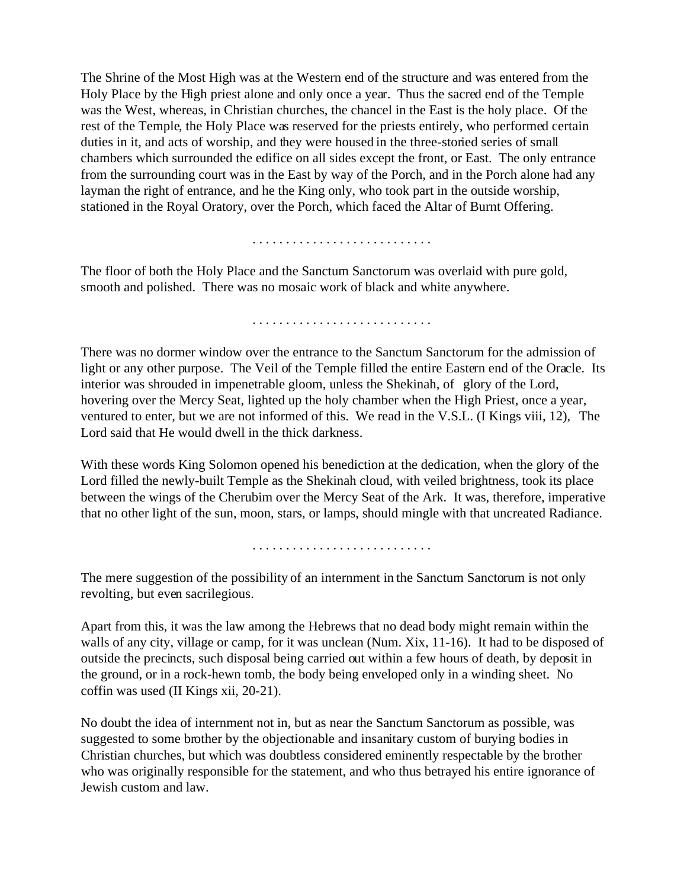The Shrine of the Most High was at the Western end of the structure and was entered from the Holy Place by the High priest alone and only once a year. Thus the sacred end of the Temple was the West, whereas, in Christian churches, the chancel in the East is the holy place. Of the rest of the Temple, the Holy Place was reserved for the priests entirely, who performed certain duties in it, and acts of worship, and they were housed in the three-storied series of small chambers which surrounded the edifice on all sides except the front, or East. The only entrance from the surrounding court was in the East by way of the Porch, and in the Porch alone had any layman the right of entrance, and he the King only, who took part in the outside worship, stationed in the Royal Oratory, over the Porch, which faced the Altar of Burnt Offering.

. . . . . . . . . . . . . . . . . . . . . . . . . . .

The floor of both the Holy Place and the Sanctum Sanctorum was overlaid with pure gold, smooth and polished. There was no mosaic work of black and white anywhere.

. . . . . . . . . . . . . . . . . . . . . . . . . . .

There was no dormer window over the entrance to the Sanctum Sanctorum for the admission of light or any other purpose. The Veil of the Temple filled the entire Eastern end of the Oracle. Its interior was shrouded in impenetrable gloom, unless the Shekinah, of glory of the Lord, hovering over the Mercy Seat, lighted up the holy chamber when the High Priest, once a year, ventured to enter, but we are not informed of this. We read in the V.S.L. (I Kings viii, 12), The Lord said that He would dwell in the thick darkness.

With these words King Solomon opened his benediction at the dedication, when the glory of the Lord filled the newly-built Temple as the Shekinah cloud, with veiled brightness, took its place between the wings of the Cherubim over the Mercy Seat of the Ark. It was, therefore, imperative that no other light of the sun, moon, stars, or lamps, should mingle with that uncreated Radiance.

. . . . . . . . . . . . . . . . . . . . . . . . . . .

The mere suggestion of the possibility of an internment in the Sanctum Sanctorum is not only revolting, but even sacrilegious.

Apart from this, it was the law among the Hebrews that no dead body might remain within the walls of any city, village or camp, for it was unclean (Num. Xix, 11-16). It had to be disposed of outside the precincts, such disposal being carried out within a few hours of death, by deposit in the ground, or in a rock-hewn tomb, the body being enveloped only in a winding sheet. No coffin was used (II Kings xii, 20-21).

No doubt the idea of internment not in, but as near the Sanctum Sanctorum as possible, was suggested to some brother by the objectionable and insanitary custom of burying bodies in Christian churches, but which was doubtless considered eminently respectable by the brother who was originally responsible for the statement, and who thus betrayed his entire ignorance of Jewish custom and law.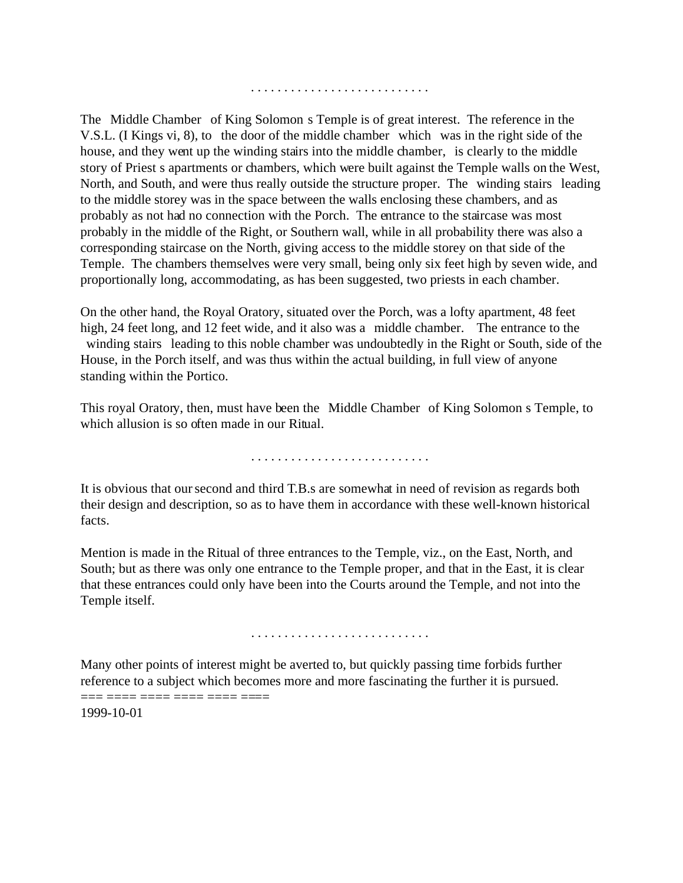. . . . . . . . . . . . . . . . . . . . . . . . . . .

The Middle Chamber of King Solomon s Temple is of great interest. The reference in the V.S.L. (I Kings vi, 8), to the door of the middle chamber which was in the right side of the house, and they went up the winding stairs into the middle chamber, is clearly to the middle story of Priest s apartments or chambers, which were built against the Temple walls on the West, North, and South, and were thus really outside the structure proper. The winding stairs leading to the middle storey was in the space between the walls enclosing these chambers, and as probably as not had no connection with the Porch. The entrance to the staircase was most probably in the middle of the Right, or Southern wall, while in all probability there was also a corresponding staircase on the North, giving access to the middle storey on that side of the Temple. The chambers themselves were very small, being only six feet high by seven wide, and proportionally long, accommodating, as has been suggested, two priests in each chamber.

On the other hand, the Royal Oratory, situated over the Porch, was a lofty apartment, 48 feet high, 24 feet long, and 12 feet wide, and it also was a middle chamber. The entrance to the winding stairs leading to this noble chamber was undoubtedly in the Right or South, side of the House, in the Porch itself, and was thus within the actual building, in full view of anyone standing within the Portico.

This royal Oratory, then, must have been the Middle Chamber of King Solomon s Temple, to which allusion is so often made in our Ritual.

. . . . . . . . . . . . . . . . . . . . . . . . . . .

It is obvious that our second and third T.B.s are somewhat in need of revision as regards both their design and description, so as to have them in accordance with these well-known historical facts.

Mention is made in the Ritual of three entrances to the Temple, viz., on the East, North, and South; but as there was only one entrance to the Temple proper, and that in the East, it is clear that these entrances could only have been into the Courts around the Temple, and not into the Temple itself.

. . . . . . . . . . . . . . . . . . . . . . . . . . .

Many other points of interest might be averted to, but quickly passing time forbids further reference to a subject which becomes more and more fascinating the further it is pursued.

=== ==== ==== ==== ==== ====

1999-10-01